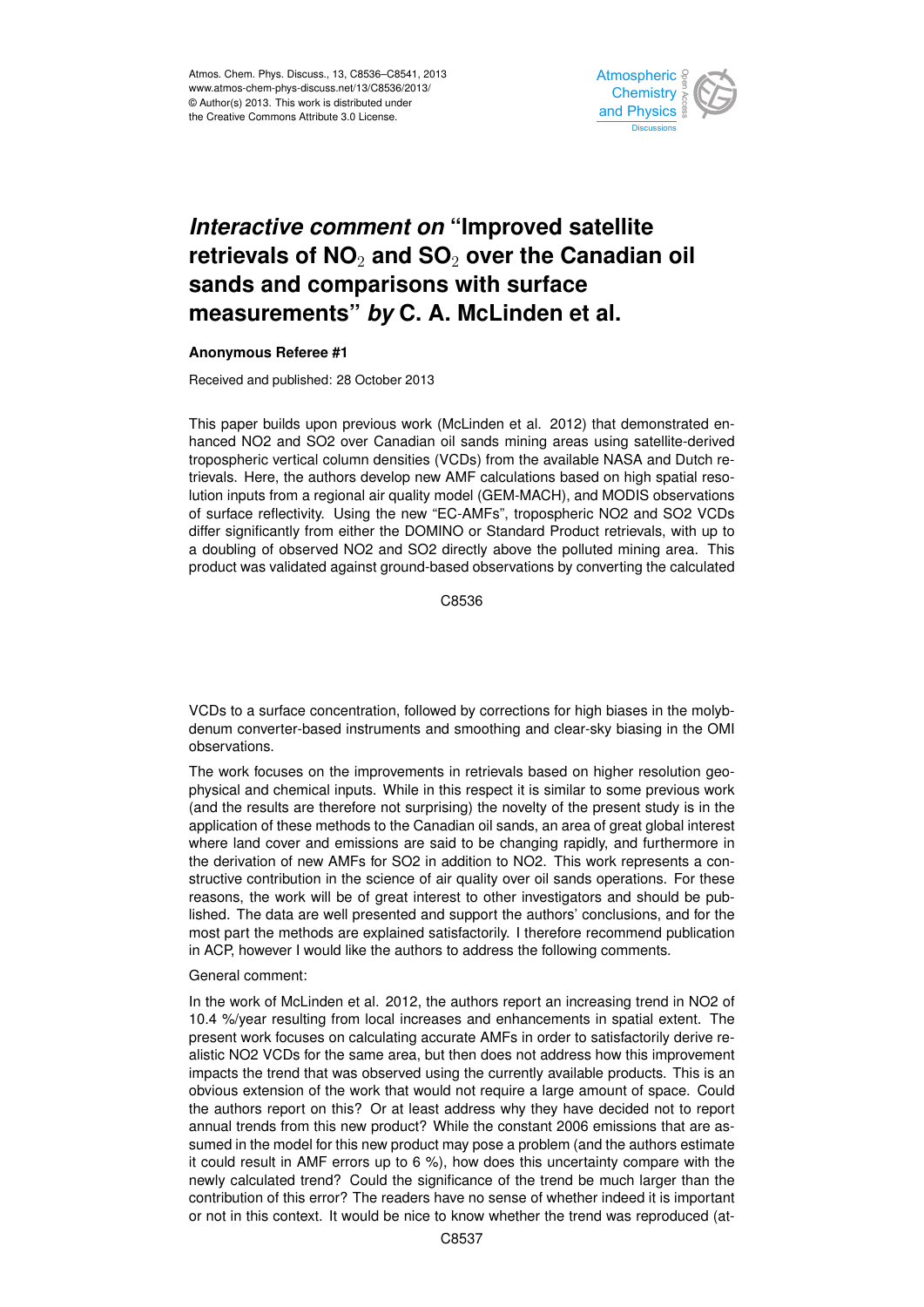# *Interactive comment on* "Improved satellite retrievals of $NO_2$ and $SO_2$ over the Canadian oil sands and comparisons with surface measurements" *by* C. A. McLinden et al.

**Anonymous Referee #1**

Received and published: 28 October 2013

This paper builds upon previous work (McLinden et al. 2012) that demonstrated enhanced NO2 and SO2 over Canadian oil sands mining areas using satellite-derived tropospheric vertical column densities (VCDs) from the available NASA and Dutch retrievals. Here, the authors develop new AMF calculations based on high spatial resolution inputs from a regional air quality model (GEM-MACH), and MODIS observations of surface reflectivity. Using the new "EC-AMFs", tropospheric NO2 and SO2 VCDs differ significantly from either the DOMINO or Standard Product retrievals, with up to a doubling of observed NO2 and SO2 directly above the polluted mining area. This product was validated against ground-based observations by converting the calculated VCDs to a surface concentration, followed by corrections for high biases in the molybdenum converter-based instruments and smoothing and clear-sky biasing in the OMI observations.

The work focuses on the improvements in retrievals based on higher resolution geophysical and chemical inputs. While in this respect it is similar to some previous work (and the results are therefore not surprising) the novelty of the present study is in the application of these methods to the Canadian oil sands, an area of great global interest where land cover and emissions are said to be changing rapidly, and furthermore in the derivation of new AMFs for SO2 in addition to NO2. This work represents a constructive contribution in the science of air quality over oil sands operations. For these reasons, the work will be of great interest to other investigators and should be published. The data are well presented and support the authors' conclusions, and for the most part the methods are explained satisfactorily. I therefore recommend publication in ACP, however I would like the authors to address the following comments.

General comment:

In the work of McLinden et al. 2012, the authors report an increasing trend in NO2 of 10.4 %/year resulting from local increases and enhancements in spatial extent. The present work focuses on calculating accurate AMFs in order to satisfactorily derive realistic NO2 VCDs for the same area, but then does not address how this improvement impacts the trend that was observed using the currently available products. This is an obvious extension of the work that would not require a large amount of space. Could the authors report on this? Or at least address why they have decided not to report annual trends from this new product? While the constant 2006 emissions that are assumed in the model for this new product may pose a problem (and the authors estimate it could result in AMF errors up to 6 %), how does this uncertainty compare with the newly calculated trend? Could the significance of the trend be much larger than the contribution of this error? The readers have no sense of whether indeed it is important or not in this context. It would be nice to know whether the trend was reproduced (at-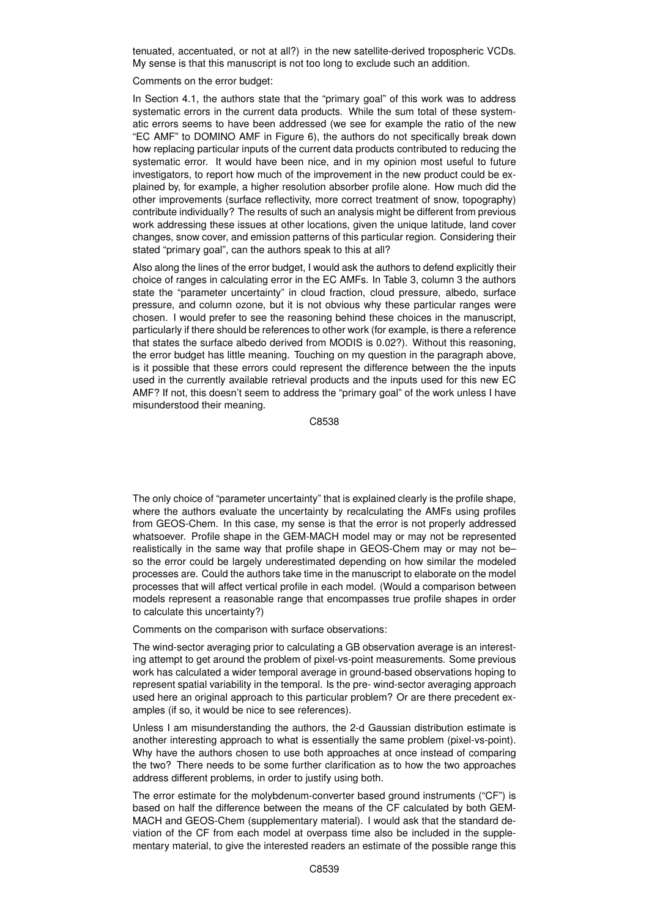tenuated, accentuated, or not at all?) in the new satellite-derived tropospheric VCDs. My sense is that this manuscript is not too long to exclude such an addition.

Comments on the error budget:

In Section 4.1, the authors state that the "primary goal" of this work was to address systematic errors in the current data products. While the sum total of these systematic errors seems to have been addressed (we see for example the ratio of the new "EC AMF" to DOMINO AMF in Figure 6), the authors do not specifically break down how replacing particular inputs of the current data products contributed to reducing the systematic error. It would have been nice, and in my opinion most useful to future investigators, to report how much of the improvement in the new product could be explained by, for example, a higher resolution absorber profile alone. How much did the other improvements (surface reflectivity, more correct treatment of snow, topography) contribute individually? The results of such an analysis might be different from previous work addressing these issues at other locations, given the unique latitude, land cover changes, snow cover, and emission patterns of this particular region. Considering their stated "primary goal", can the authors speak to this at all?

Also along the lines of the error budget, I would ask the authors to defend explicitly their choice of ranges in calculating error in the EC AMFs. In Table 3, column 3 the authors state the "parameter uncertainty" in cloud fraction, cloud pressure, albedo, surface pressure, and column ozone, but it is not obvious why these particular ranges were chosen. I would prefer to see the reasoning behind these choices in the manuscript, particularly if there should be references to other work (for example, is there a reference that states the surface albedo derived from MODIS is 0.02?). Without this reasoning, the error budget has little meaning. Touching on my question in the paragraph above, is it possible that these errors could represent the difference between the the inputs used in the currently available retrieval products and the inputs used for this new EC AMF? If not, this doesn't seem to address the "primary goal" of the work unless I have misunderstood their meaning.

The only choice of "parameter uncertainty" that is explained clearly is the profile shape, where the authors evaluate the uncertainty by recalculating the AMFs using profiles from GEOS-Chem. In this case, my sense is that the error is not properly addressed whatsoever. Profile shape in the GEM-MACH model may or may not be represented realistically in the same way that profile shape in GEOS-Chem may or may not be– so the error could be largely underestimated depending on how similar the modeled processes are. Could the authors take time in the manuscript to elaborate on the model processes that will affect vertical profile in each model. (Would a comparison between models represent a reasonable range that encompasses true profile shapes in order to calculate this uncertainty?)

Comments on the comparison with surface observations:

The wind-sector averaging prior to calculating a GB observation average is an interesting attempt to get around the problem of pixel-vs-point measurements. Some previous work has calculated a wider temporal average in ground-based observations hoping to represent spatial variability in the temporal. Is the pre- wind-sector averaging approach used here an original approach to this particular problem? Or are there precedent examples (if so, it would be nice to see references).

Unless I am misunderstanding the authors, the 2-d Gaussian distribution estimate is another interesting approach to what is essentially the same problem (pixel-vs-point). Why have the authors chosen to use both approaches at once instead of comparing the two? There needs to be some further clarification as to how the two approaches address different problems, in order to justify using both.

The error estimate for the molybdenum-converter based ground instruments ("CF") is based on half the difference between the means of the CF calculated by both GEM-MACH and GEOS-Chem (supplementary material). I would ask that the standard deviation of the CF from each model at overpass time also be included in the supplementary material, to give the interested readers an estimate of the possible range this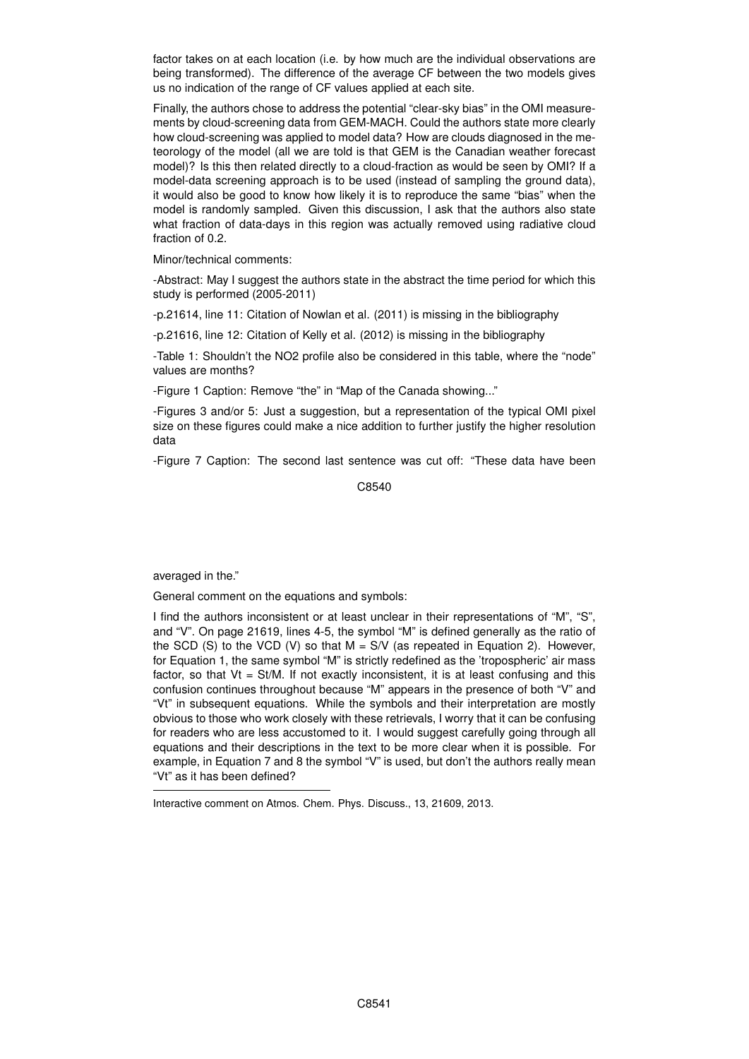factor takes on at each location (i.e. by how much are the individual observations are being transformed). The difference of the average CF between the two models gives us no indication of the range of CF values applied at each site.

Finally, the authors chose to address the potential "clear-sky bias" in the OMI measurements by cloud-screening data from GEM-MACH. Could the authors state more clearly how cloud-screening was applied to model data? How are clouds diagnosed in the meteorology of the model (all we are told is that GEM is the Canadian weather forecast model)? Is this then related directly to a cloud-fraction as would be seen by OMI? If a model-data screening approach is to be used (instead of sampling the ground data), it would also be good to know how likely it is to reproduce the same "bias" when the model is randomly sampled. Given this discussion, I ask that the authors also state what fraction of data-days in this region was actually removed using radiative cloud fraction of 0.2.

Minor/technical comments:

-Abstract: May I suggest the authors state in the abstract the time period for which this study is performed (2005-2011)

-p.21614, line 11: Citation of Nowlan et al. (2011) is missing in the bibliography

-p.21616, line 12: Citation of Kelly et al. (2012) is missing in the bibliography

-Table 1: Shouldn't the $NO_2$ profile also be considered in this table, where the "node" values are months?

-Figure 1 Caption: Remove "the" in "Map of the Canada showing..."

-Figures 3 and/or 5: Just a suggestion, but a representation of the typical OMI pixel size on these figures could make a nice addition to further justify the higher resolution data

-Figure 7 Caption: The second last sentence was cut off: "These data have been averaged in the."

General comment on the equations and symbols:

I find the authors inconsistent or at least unclear in their representations of "M", "S", and "V". On page 21619, lines 4-5, the symbol "M" is defined generally as the ratio of the SCD (S) to the VCD (V) so that $M = S/V$ (as repeated in Equation 2). However, for Equation 1, the same symbol "M" is strictly redefined as the 'tropospheric' air mass factor, so that $V_t = S_t/M$. If not exactly inconsistent, it is at least confusing and this confusion continues throughout because "M" appears in the presence of both "V" and "$V_t$" in subsequent equations. While the symbols and their interpretation are mostly obvious to those who work closely with these retrievals, I worry that it can be confusing for readers who are less accustomed to it. I would suggest carefully going through all equations and their descriptions in the text to be more clear when it is possible. For example, in Equation 7 and 8 the symbol "V" is used, but don't the authors really mean "$V_t$" as it has been defined?

Interactive comment on Atmos. Chem. Phys. Discuss., 13, 21609, 2013.